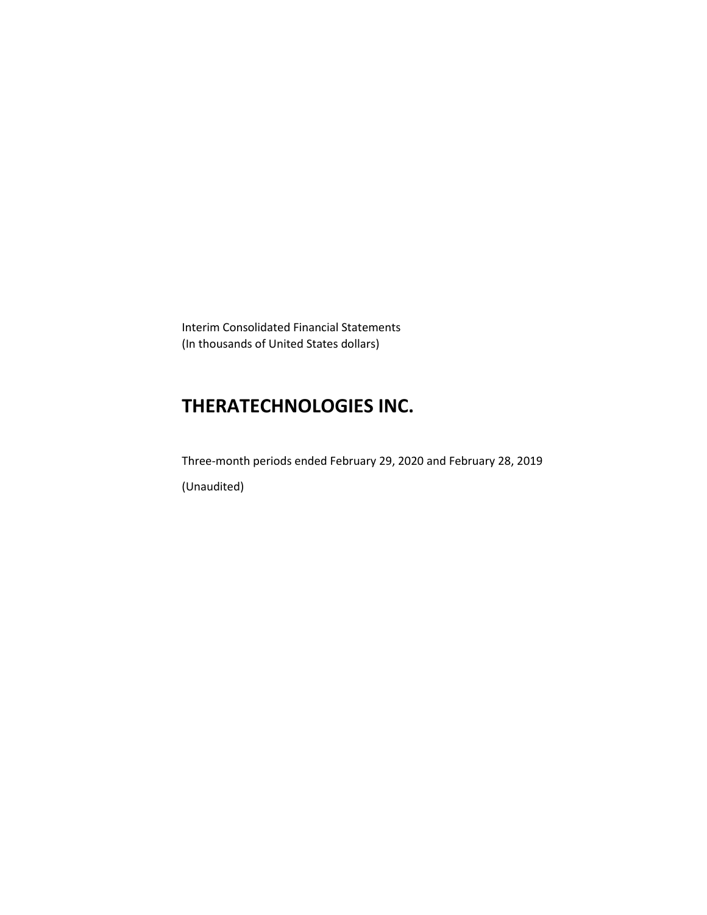Interim Consolidated Financial Statements
(In thousands of United States dollars)

# THERATECHNOLOGIES INC.

Three-month periods ended February 29, 2020 and February 28, 2019

(Unaudited)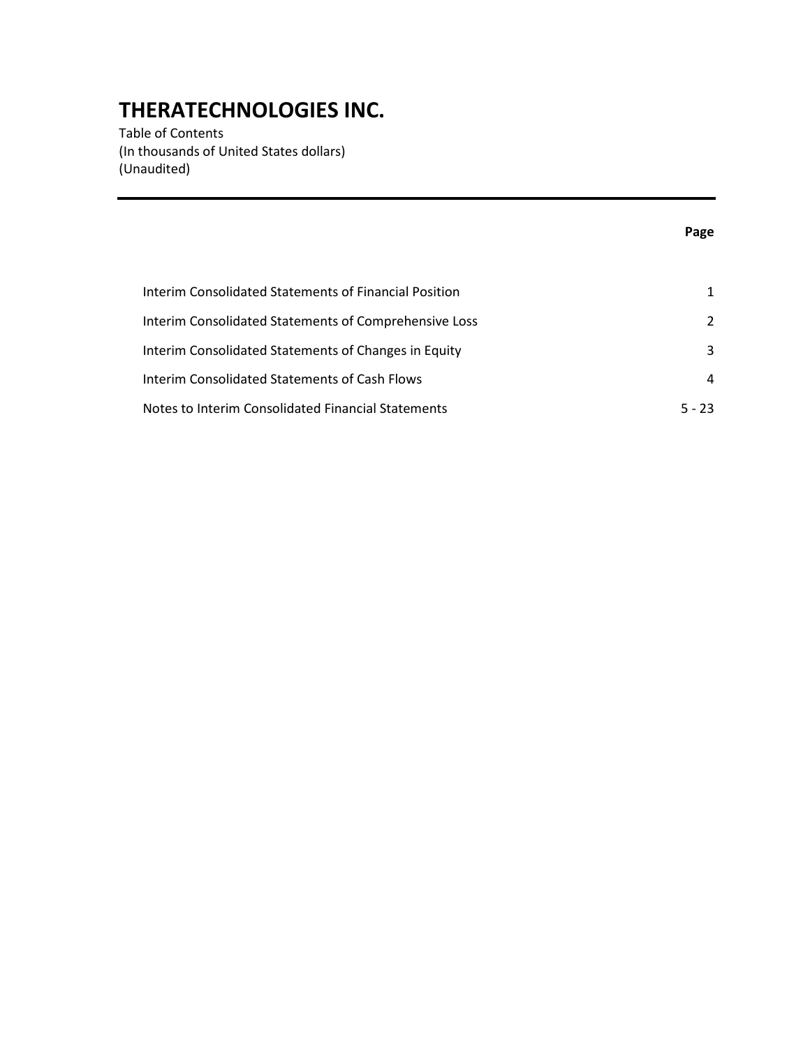# THERATECHNOLOGIES INC.

Table of Contents
(In thousands of United States dollars)
(Unaudited)

| | Page |
|---|---|
| Interim Consolidated Statements of Financial Position | 1 |
| Interim Consolidated Statements of Comprehensive Loss | 2 |
| Interim Consolidated Statements of Changes in Equity | 3 |
| Interim Consolidated Statements of Cash Flows | 4 |
| Notes to Interim Consolidated Financial Statements | 5 - 23 |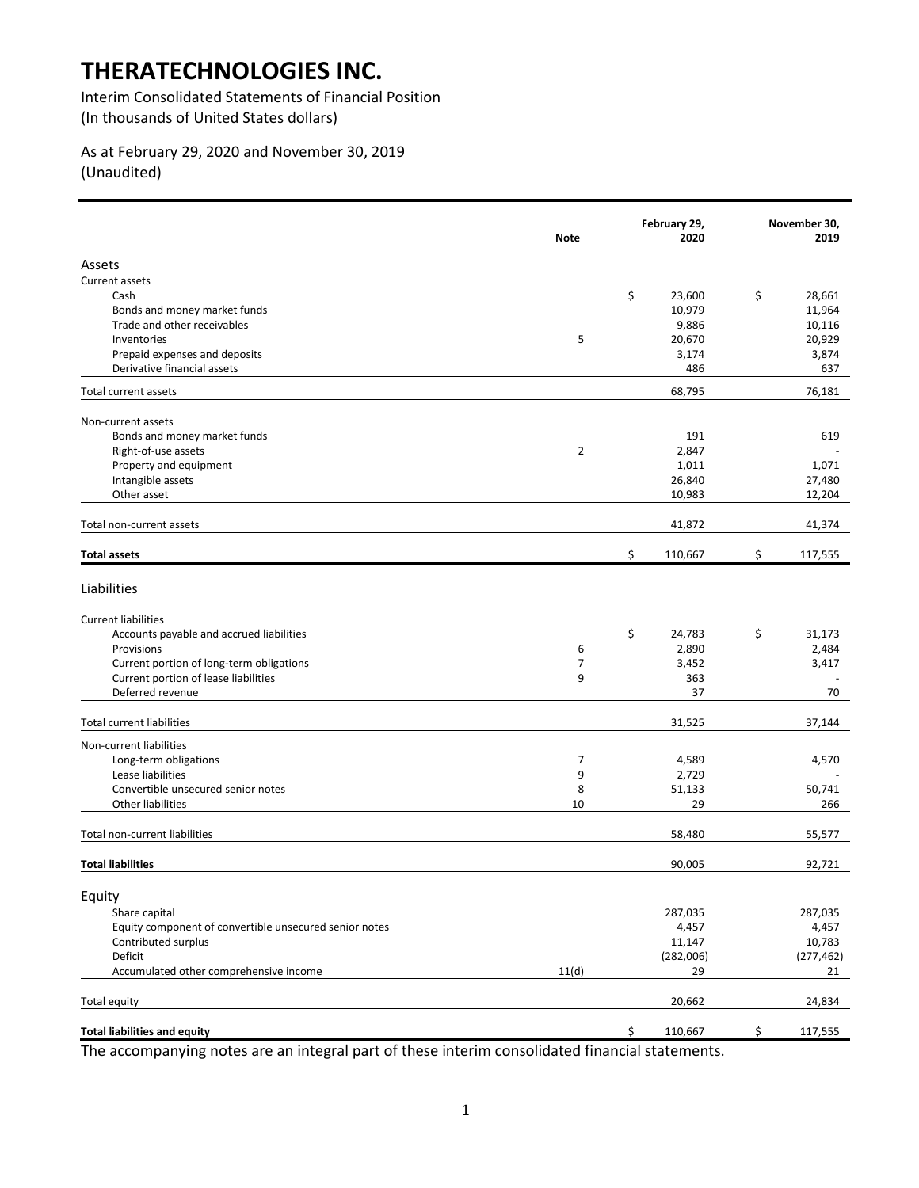# THERATECHNOLOGIES INC.

Interim Consolidated Statements of Financial Position
(In thousands of United States dollars)

As at February 29, 2020 and November 30, 2019
(Unaudited)

| | Note | February 29, 2020 | November 30, 2019 |
|---|---|---|---|
| **Assets** | | | |
| Current assets | | | |
| Cash | | $ 23,600 | $ 28,661 |
| Bonds and money market funds | | 10,979 | 11,964 |
| Trade and other receivables | | 9,886 | 10,116 |
| Inventories | 5 | 20,670 | 20,929 |
| Prepaid expenses and deposits | | 3,174 | 3,874 |
| Derivative financial assets | | 486 | 637 |
| Total current assets | | 68,795 | 76,181 |
| Non-current assets | | | |
| Bonds and money market funds | | 191 | 619 |
| Right-of-use assets | 2 | 2,847 | - |
| Property and equipment | | 1,011 | 1,071 |
| Intangible assets | | 26,840 | 27,480 |
| Other asset | | 10,983 | 12,204 |
| Total non-current assets | | 41,872 | 41,374 |
| **Total assets** | | $ 110,667 | $ 117,555 |
| **Liabilities** | | | |
| Current liabilities | | | |
| Accounts payable and accrued liabilities | | $ 24,783 | $ 31,173 |
| Provisions | 6 | 2,890 | 2,484 |
| Current portion of long-term obligations | 7 | 3,452 | 3,417 |
| Current portion of lease liabilities | 9 | 363 | - |
| Deferred revenue | | 37 | 70 |
| Total current liabilities | | 31,525 | 37,144 |
| Non-current liabilities | | | |
| Long-term obligations | 7 | 4,589 | 4,570 |
| Lease liabilities | 9 | 2,729 | - |
| Convertible unsecured senior notes | 8 | 51,133 | 50,741 |
| Other liabilities | 10 | 29 | 266 |
| Total non-current liabilities | | 58,480 | 55,577 |
| **Total liabilities** | | 90,005 | 92,721 |
| **Equity** | | | |
| Share capital | | 287,035 | 287,035 |
| Equity component of convertible unsecured senior notes | | 4,457 | 4,457 |
| Contributed surplus | | 11,147 | 10,783 |
| Deficit | | (282,006) | (277,462) |
| Accumulated other comprehensive income | 11(d) | 29 | 21 |
| Total equity | | 20,662 | 24,834 |
| **Total liabilities and equity** | | $ 110,667 | $ 117,555 |

The accompanying notes are an integral part of these interim consolidated financial statements.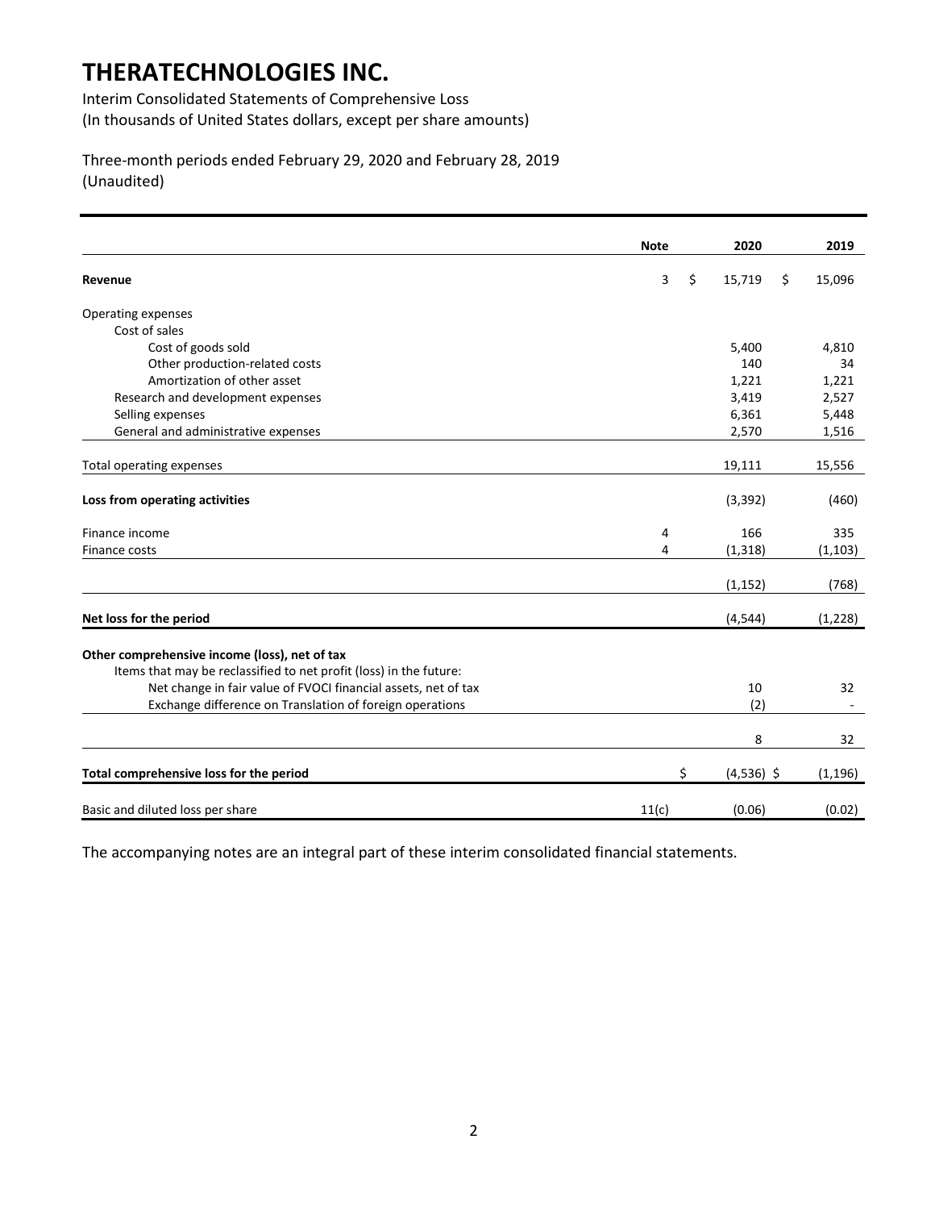# THERATECHNOLOGIES INC.

Interim Consolidated Statements of Comprehensive Loss
(In thousands of United States dollars, except per share amounts)

Three-month periods ended February 29, 2020 and February 28, 2019
(Unaudited)

| | Note | 2020 | 2019 |
|---|---|---|---|
| **Revenue** | 3 | $ 15,719 | $ 15,096 |
| Operating expenses | | | |
| Cost of sales | | | |
| Cost of goods sold | | 5,400 | 4,810 |
| Other production-related costs | | 140 | 34 |
| Amortization of other asset | | 1,221 | 1,221 |
| Research and development expenses | | 3,419 | 2,527 |
| Selling expenses | | 6,361 | 5,448 |
| General and administrative expenses | | 2,570 | 1,516 |
| Total operating expenses | | 19,111 | 15,556 |
| **Loss from operating activities** | | (3,392) | (460) |
| Finance income | 4 | 166 | 335 |
| Finance costs | 4 | (1,318) | (1,103) |
| | | (1,152) | (768) |
| **Net loss for the period** | | (4,544) | (1,228) |
| **Other comprehensive income (loss), net of tax** | | | |
| Items that may be reclassified to net profit (loss) in the future: | | | |
| Net change in fair value of FVOCI financial assets, net of tax | | 10 | 32 |
| Exchange difference on Translation of foreign operations | | (2) | - |
| | | 8 | 32 |
| **Total comprehensive loss for the period** | | $ (4,536) | $ (1,196) |
| Basic and diluted loss per share | 11(c) | (0.06) | (0.02) |

The accompanying notes are an integral part of these interim consolidated financial statements.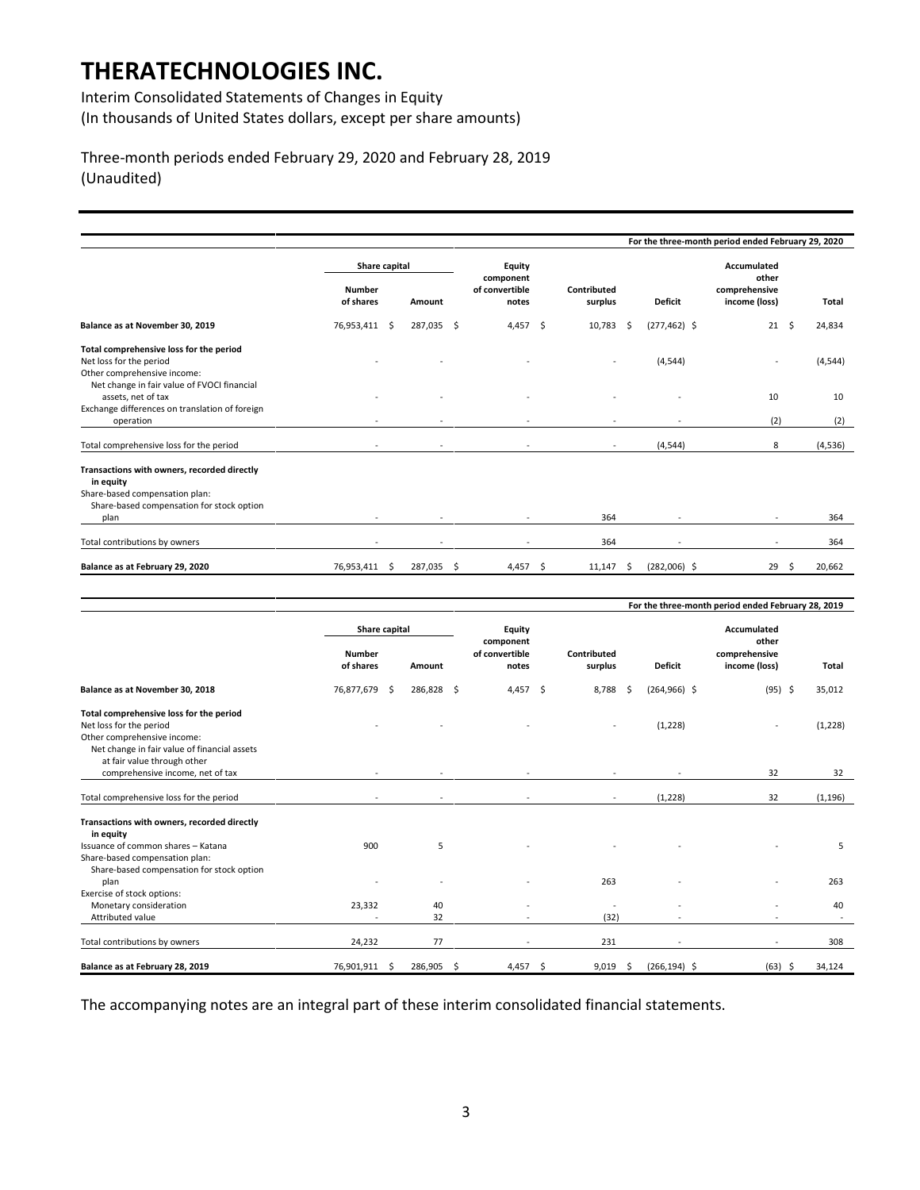# THERATECHNOLOGIES INC.

Interim Consolidated Statements of Changes in Equity
(In thousands of United States dollars, except per share amounts)

Three-month periods ended February 29, 2020 and February 28, 2019
(Unaudited)

| | For the three-month period ended February 29, 2020 | | | | | | |
|---|---|---|---|---|---|---|---|
| | Share capital | | Equity component of convertible notes | Contributed surplus | Deficit | Accumulated other comprehensive income (loss) | Total |
| | Number of shares | Amount | | | | | |
| **Balance as at November 30, 2019** | 76,953,411 | $ 287,035 | $ 4,457 | $ 10,783 | $ (277,462) | $ 21 | $ 24,834 |
| **Total comprehensive loss for the period** | | | | | | | |
| Net loss for the period | - | - | - | - | (4,544) | - | (4,544) |
| Other comprehensive income: | | | | | | | |
| Net change in fair value of FVOCI financial assets, net of tax | - | - | - | - | - | 10 | 10 |
| Exchange differences on translation of foreign operation | - | - | - | - | - | (2) | (2) |
| Total comprehensive loss for the period | - | - | - | - | (4,544) | 8 | (4,536) |
| **Transactions with owners, recorded directly in equity** | | | | | | | |
| Share-based compensation plan: | | | | | | | |
| Share-based compensation for stock option plan | - | - | - | 364 | - | - | 364 |
| Total contributions by owners | - | - | - | 364 | - | - | 364 |
| **Balance as at February 29, 2020** | 76,953,411 | $ 287,035 | $ 4,457 | $ 11,147 | $ (282,006) | $ 29 | $ 20,662 |

| | For the three-month period ended February 28, 2019 | | | | | | |
|---|---|---|---|---|---|---|---|
| | Share capital | | Equity component of convertible notes | Contributed surplus | Deficit | Accumulated other comprehensive income (loss) | Total |
| | Number of shares | Amount | | | | | |
| **Balance as at November 30, 2018** | 76,877,679 | $ 286,828 | $ 4,457 | $ 8,788 | $ (264,966) | $ (95) | $ 35,012 |
| **Total comprehensive loss for the period** | | | | | | | |
| Net loss for the period | - | - | - | - | (1,228) | - | (1,228) |
| Other comprehensive income: | | | | | | | |
| Net change in fair value of financial assets at fair value through other comprehensive income, net of tax | - | - | - | - | - | 32 | 32 |
| Total comprehensive loss for the period | - | - | - | - | (1,228) | 32 | (1,196) |
| **Transactions with owners, recorded directly in equity** | | | | | | | |
| Issuance of common shares – Katana | 900 | 5 | - | - | - | - | 5 |
| Share-based compensation plan: | | | | | | | |
| Share-based compensation for stock option plan | - | - | - | 263 | - | - | 263 |
| Exercise of stock options: | | | | | | | |
| Monetary consideration | 23,332 | 40 | - | - | - | - | 40 |
| Attributed value | - | 32 | - | (32) | - | - | - |
| Total contributions by owners | 24,232 | 77 | - | 231 | - | - | 308 |
| **Balance as at February 28, 2019** | 76,901,911 | $ 286,905 | $ 4,457 | $ 9,019 | $ (266,194) | $ (63) | $ 34,124 |

The accompanying notes are an integral part of these interim consolidated financial statements.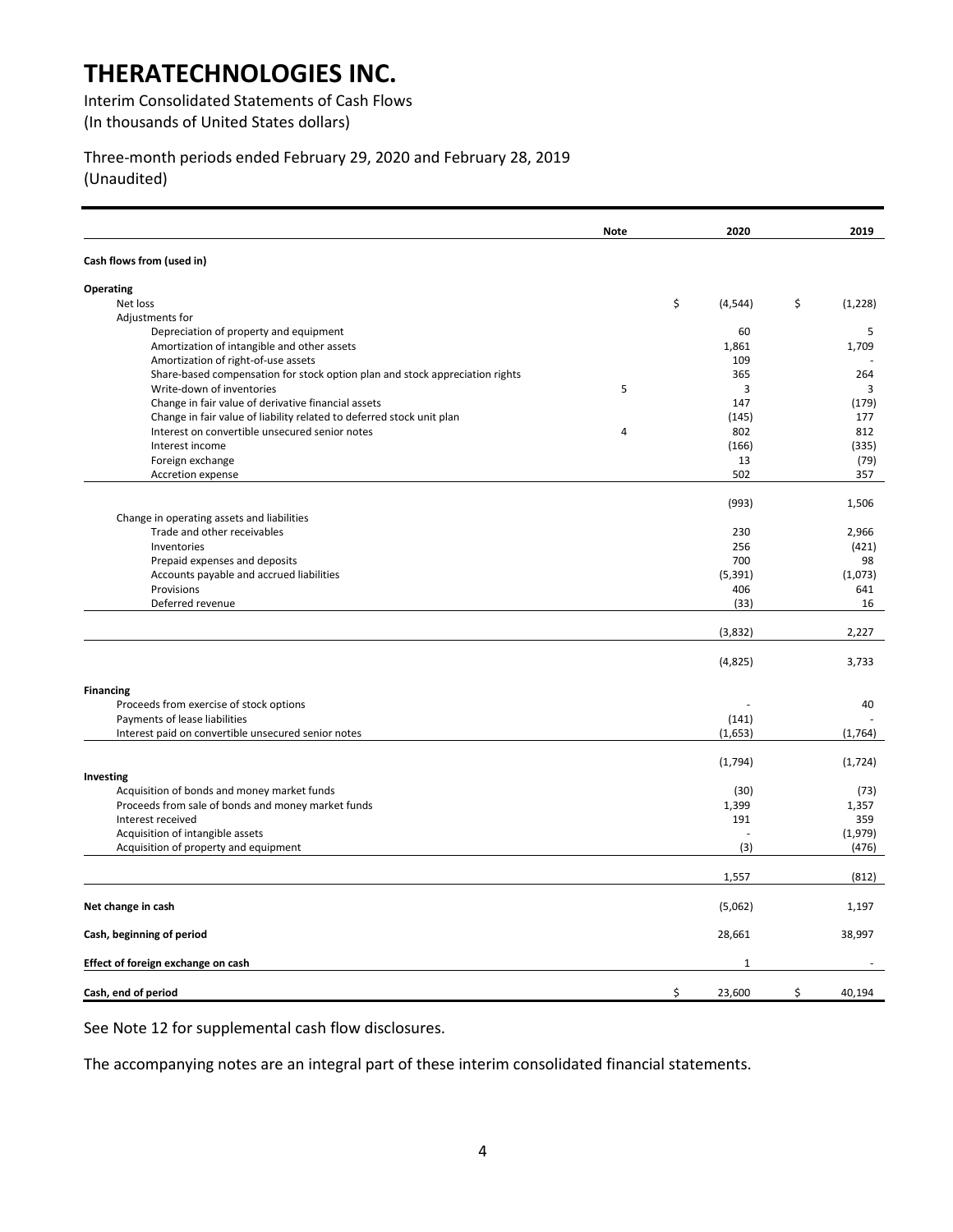# THERATECHNOLOGIES INC.

Interim Consolidated Statements of Cash Flows
(In thousands of United States dollars)

Three-month periods ended February 29, 2020 and February 28, 2019
(Unaudited)

| | Note | 2020 | 2019 |
|---|---|---|---|
| **Cash flows from (used in)** | | | |
| **Operating** | | | |
| Net loss | | $ (4,544) | $ (1,228) |
| Adjustments for | | | |
| Depreciation of property and equipment | | 60 | 5 |
| Amortization of intangible and other assets | | 1,861 | 1,709 |
| Amortization of right-of-use assets | | 109 | - |
| Share-based compensation for stock option plan and stock appreciation rights | | 365 | 264 |
| Write-down of inventories | 5 | 3 | 3 |
| Change in fair value of derivative financial assets | | 147 | (179) |
| Change in fair value of liability related to deferred stock unit plan | | (145) | 177 |
| Interest on convertible unsecured senior notes | 4 | 802 | 812 |
| Interest income | | (166) | (335) |
| Foreign exchange | | 13 | (79) |
| Accretion expense | | 502 | 357 |
| | | (993) | 1,506 |
| Change in operating assets and liabilities | | | |
| Trade and other receivables | | 230 | 2,966 |
| Inventories | | 256 | (421) |
| Prepaid expenses and deposits | | 700 | 98 |
| Accounts payable and accrued liabilities | | (5,391) | (1,073) |
| Provisions | | 406 | 641 |
| Deferred revenue | | (33) | 16 |
| | | (3,832) | 2,227 |
| | | (4,825) | 3,733 |
| **Financing** | | | |
| Proceeds from exercise of stock options | | - | 40 |
| Payments of lease liabilities | | (141) | - |
| Interest paid on convertible unsecured senior notes | | (1,653) | (1,764) |
| | | (1,794) | (1,724) |
| **Investing** | | | |
| Acquisition of bonds and money market funds | | (30) | (73) |
| Proceeds from sale of bonds and money market funds | | 1,399 | 1,357 |
| Interest received | | 191 | 359 |
| Acquisition of intangible assets | | - | (1,979) |
| Acquisition of property and equipment | | (3) | (476) |
| | | 1,557 | (812) |
| **Net change in cash** | | (5,062) | 1,197 |
| **Cash, beginning of period** | | 28,661 | 38,997 |
| **Effect of foreign exchange on cash** | | 1 | - |
| **Cash, end of period** | | $ 23,600 | $ 40,194 |

See Note 12 for supplemental cash flow disclosures.

The accompanying notes are an integral part of these interim consolidated financial statements.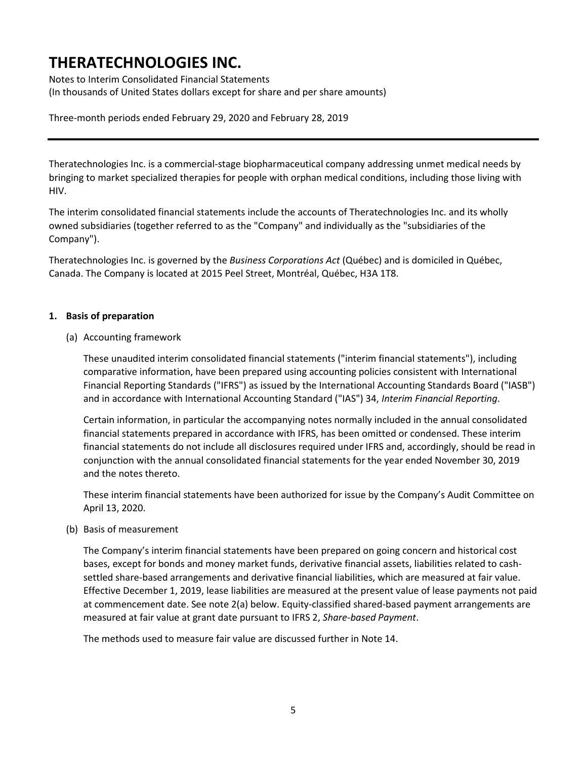# THERATECHNOLOGIES INC.

Notes to Interim Consolidated Financial Statements
(In thousands of United States dollars except for share and per share amounts)

Three-month periods ended February 29, 2020 and February 28, 2019

---

Theratechnologies Inc. is a commercial-stage biopharmaceutical company addressing unmet medical needs by bringing to market specialized therapies for people with orphan medical conditions, including those living with HIV.

The interim consolidated financial statements include the accounts of Theratechnologies Inc. and its wholly owned subsidiaries (together referred to as the "Company" and individually as the "subsidiaries of the Company").

Theratechnologies Inc. is governed by the *Business Corporations Act* (Québec) and is domiciled in Québec, Canada. The Company is located at 2015 Peel Street, Montréal, Québec, H3A 1T8.

**1. Basis of preparation**

(a) Accounting framework

These unaudited interim consolidated financial statements ("interim financial statements"), including comparative information, have been prepared using accounting policies consistent with International Financial Reporting Standards ("IFRS") as issued by the International Accounting Standards Board ("IASB") and in accordance with International Accounting Standard ("IAS") 34, *Interim Financial Reporting*.

Certain information, in particular the accompanying notes normally included in the annual consolidated financial statements prepared in accordance with IFRS, has been omitted or condensed. These interim financial statements do not include all disclosures required under IFRS and, accordingly, should be read in conjunction with the annual consolidated financial statements for the year ended November 30, 2019 and the notes thereto.

These interim financial statements have been authorized for issue by the Company's Audit Committee on April 13, 2020.

(b) Basis of measurement

The Company's interim financial statements have been prepared on going concern and historical cost bases, except for bonds and money market funds, derivative financial assets, liabilities related to cash-settled share-based arrangements and derivative financial liabilities, which are measured at fair value. Effective December 1, 2019, lease liabilities are measured at the present value of lease payments not paid at commencement date. See note 2(a) below. Equity-classified shared-based payment arrangements are measured at fair value at grant date pursuant to IFRS 2, *Share-based Payment*.

The methods used to measure fair value are discussed further in Note 14.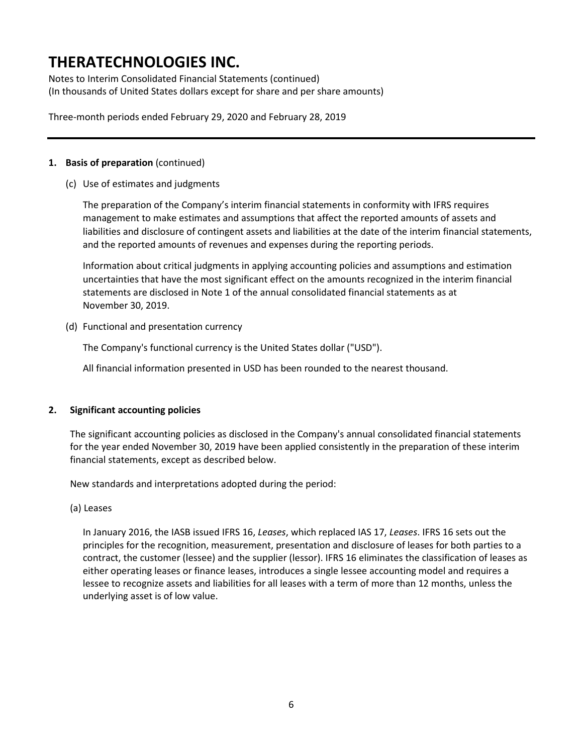# THERATECHNOLOGIES INC.

Notes to Interim Consolidated Financial Statements (continued)
(In thousands of United States dollars except for share and per share amounts)

Three-month periods ended February 29, 2020 and February 28, 2019

---

**1. Basis of preparation** (continued)

(c) Use of estimates and judgments

The preparation of the Company's interim financial statements in conformity with IFRS requires management to make estimates and assumptions that affect the reported amounts of assets and liabilities and disclosure of contingent assets and liabilities at the date of the interim financial statements, and the reported amounts of revenues and expenses during the reporting periods.

Information about critical judgments in applying accounting policies and assumptions and estimation uncertainties that have the most significant effect on the amounts recognized in the interim financial statements are disclosed in Note 1 of the annual consolidated financial statements as at November 30, 2019.

(d) Functional and presentation currency

The Company's functional currency is the United States dollar ("USD").

All financial information presented in USD has been rounded to the nearest thousand.

**2. Significant accounting policies**

The significant accounting policies as disclosed in the Company's annual consolidated financial statements for the year ended November 30, 2019 have been applied consistently in the preparation of these interim financial statements, except as described below.

New standards and interpretations adopted during the period:

(a) Leases

In January 2016, the IASB issued IFRS 16, *Leases*, which replaced IAS 17, *Leases*. IFRS 16 sets out the principles for the recognition, measurement, presentation and disclosure of leases for both parties to a contract, the customer (lessee) and the supplier (lessor). IFRS 16 eliminates the classification of leases as either operating leases or finance leases, introduces a single lessee accounting model and requires a lessee to recognize assets and liabilities for all leases with a term of more than 12 months, unless the underlying asset is of low value.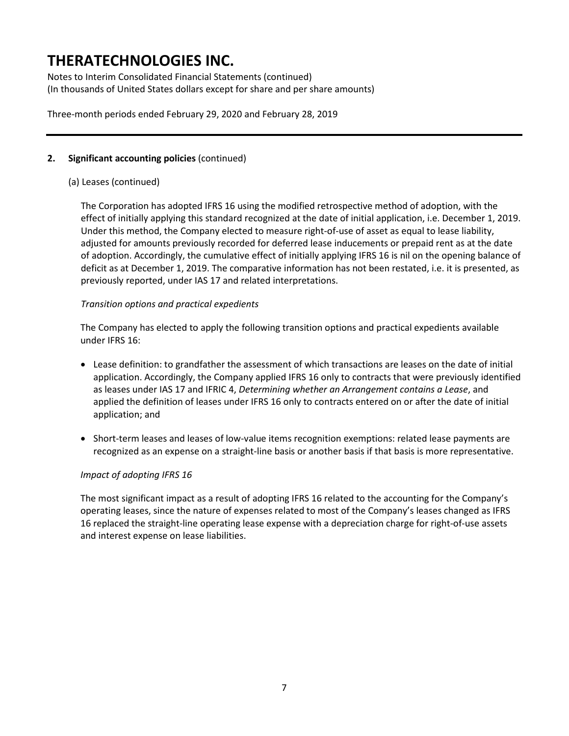# THERATECHNOLOGIES INC.

Notes to Interim Consolidated Financial Statements (continued)
(In thousands of United States dollars except for share and per share amounts)

Three-month periods ended February 29, 2020 and February 28, 2019

---

**2. Significant accounting policies** (continued)

(a) Leases (continued)

The Corporation has adopted IFRS 16 using the modified retrospective method of adoption, with the effect of initially applying this standard recognized at the date of initial application, i.e. December 1, 2019. Under this method, the Company elected to measure right-of-use of asset as equal to lease liability, adjusted for amounts previously recorded for deferred lease inducements or prepaid rent as at the date of adoption. Accordingly, the cumulative effect of initially applying IFRS 16 is nil on the opening balance of deficit as at December 1, 2019. The comparative information has not been restated, i.e. it is presented, as previously reported, under IAS 17 and related interpretations.

*Transition options and practical expedients*

The Company has elected to apply the following transition options and practical expedients available under IFRS 16:

- Lease definition: to grandfather the assessment of which transactions are leases on the date of initial application. Accordingly, the Company applied IFRS 16 only to contracts that were previously identified as leases under IAS 17 and IFRIC 4, *Determining whether an Arrangement contains a Lease*, and applied the definition of leases under IFRS 16 only to contracts entered on or after the date of initial application; and

- Short-term leases and leases of low-value items recognition exemptions: related lease payments are recognized as an expense on a straight-line basis or another basis if that basis is more representative.

*Impact of adopting IFRS 16*

The most significant impact as a result of adopting IFRS 16 related to the accounting for the Company's operating leases, since the nature of expenses related to most of the Company's leases changed as IFRS 16 replaced the straight-line operating lease expense with a depreciation charge for right-of-use assets and interest expense on lease liabilities.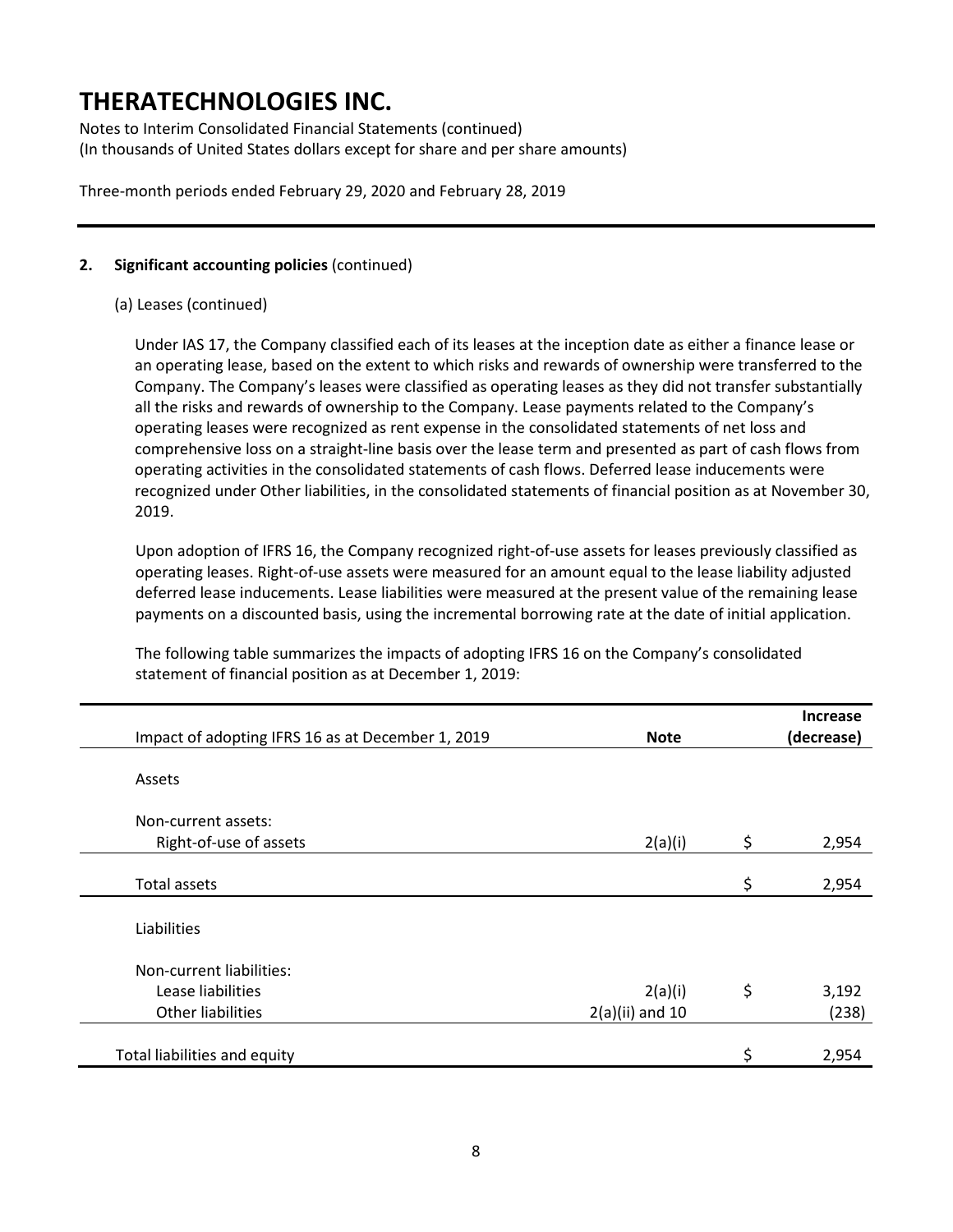# THERATECHNOLOGIES INC.

Notes to Interim Consolidated Financial Statements (continued)
(In thousands of United States dollars except for share and per share amounts)

Three-month periods ended February 29, 2020 and February 28, 2019

**2. Significant accounting policies** (continued)

(a) Leases (continued)

Under IAS 17, the Company classified each of its leases at the inception date as either a finance lease or an operating lease, based on the extent to which risks and rewards of ownership were transferred to the Company. The Company's leases were classified as operating leases as they did not transfer substantially all the risks and rewards of ownership to the Company. Lease payments related to the Company's operating leases were recognized as rent expense in the consolidated statements of net loss and comprehensive loss on a straight-line basis over the lease term and presented as part of cash flows from operating activities in the consolidated statements of cash flows. Deferred lease inducements were recognized under Other liabilities, in the consolidated statements of financial position as at November 30, 2019.

Upon adoption of IFRS 16, the Company recognized right-of-use assets for leases previously classified as operating leases. Right-of-use assets were measured for an amount equal to the lease liability adjusted deferred lease inducements. Lease liabilities were measured at the present value of the remaining lease payments on a discounted basis, using the incremental borrowing rate at the date of initial application.

The following table summarizes the impacts of adopting IFRS 16 on the Company's consolidated statement of financial position as at December 1, 2019:

| Impact of adopting IFRS 16 as at December 1, 2019 | Note | Increase (decrease) |
|---|---|---|
| Assets | | |
| Non-current assets: | | |
| Right-of-use of assets | 2(a)(i) | $ 2,954 |
| Total assets | | $ 2,954 |
| Liabilities | | |
| Non-current liabilities: | | |
| Lease liabilities | 2(a)(i) | $ 3,192 |
| Other liabilities | 2(a)(ii) and 10 | (238) |
| Total liabilities and equity | | $ 2,954 |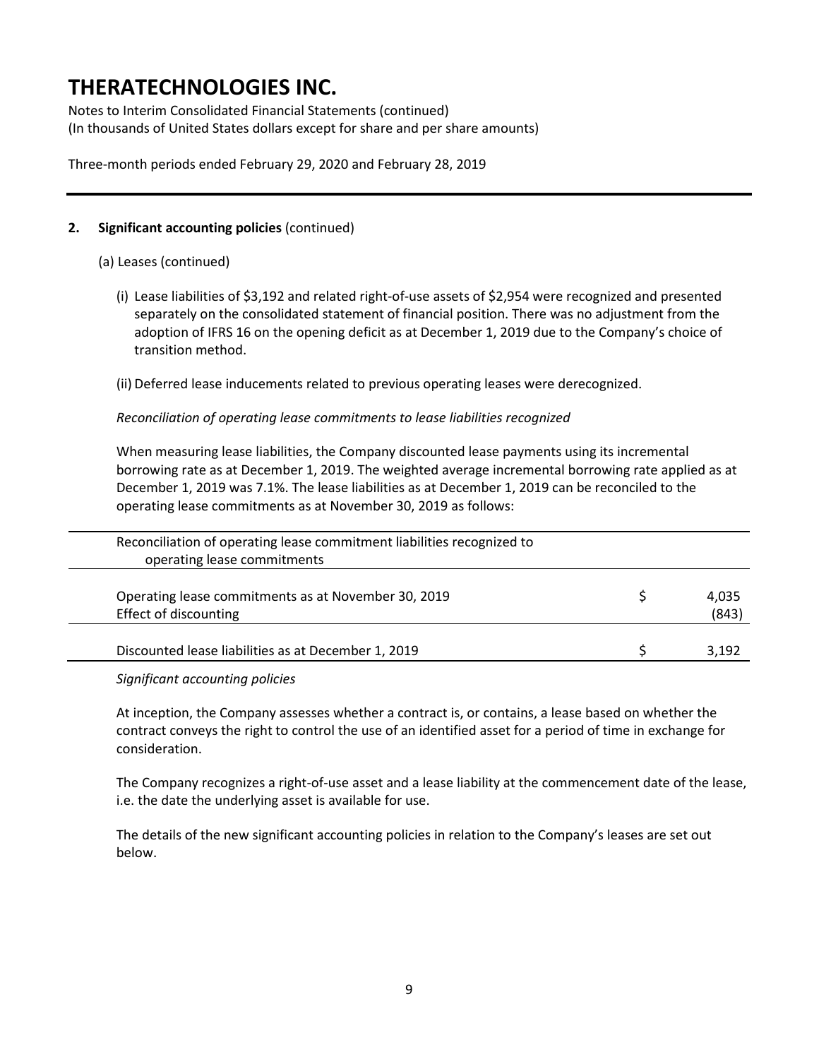**2. Significant accounting policies** (continued)

(a) Leases (continued)

(i) Lease liabilities of $3,192 and related right-of-use assets of $2,954 were recognized and presented separately on the consolidated statement of financial position. There was no adjustment from the adoption of IFRS 16 on the opening deficit as at December 1, 2019 due to the Company's choice of transition method.

(ii) Deferred lease inducements related to previous operating leases were derecognized.

*Reconciliation of operating lease commitments to lease liabilities recognized*

When measuring lease liabilities, the Company discounted lease payments using its incremental borrowing rate as at December 1, 2019. The weighted average incremental borrowing rate applied as at December 1, 2019 was 7.1%. The lease liabilities as at December 1, 2019 can be reconciled to the operating lease commitments as at November 30, 2019 as follows:

| Reconciliation of operating lease commitment liabilities recognized to operating lease commitments | | |
|---|---|---|
| Operating lease commitments as at November 30, 2019 | $ | 4,035 |
| Effect of discounting | | (843) |
| Discounted lease liabilities as at December 1, 2019 | $ | 3,192 |

*Significant accounting policies*

At inception, the Company assesses whether a contract is, or contains, a lease based on whether the contract conveys the right to control the use of an identified asset for a period of time in exchange for consideration.

The Company recognizes a right-of-use asset and a lease liability at the commencement date of the lease, i.e. the date the underlying asset is available for use.

The details of the new significant accounting policies in relation to the Company's leases are set out below.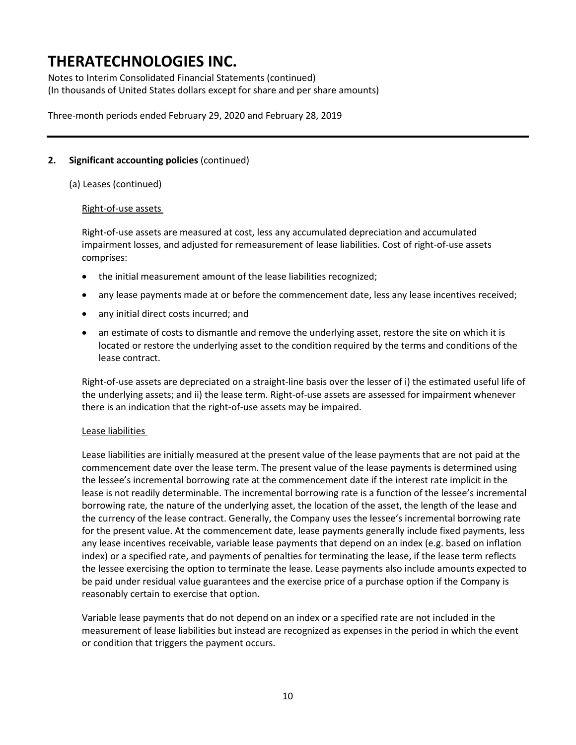## 2. Significant accounting policies (continued)

(a) Leases (continued)

Right-of-use assets

Right-of-use assets are measured at cost, less any accumulated depreciation and accumulated impairment losses, and adjusted for remeasurement of lease liabilities. Cost of right-of-use assets comprises:

- the initial measurement amount of the lease liabilities recognized;
- any lease payments made at or before the commencement date, less any lease incentives received;
- any initial direct costs incurred; and
- an estimate of costs to dismantle and remove the underlying asset, restore the site on which it is located or restore the underlying asset to the condition required by the terms and conditions of the lease contract.

Right-of-use assets are depreciated on a straight-line basis over the lesser of i) the estimated useful life of the underlying assets; and ii) the lease term. Right-of-use assets are assessed for impairment whenever there is an indication that the right-of-use assets may be impaired.

Lease liabilities

Lease liabilities are initially measured at the present value of the lease payments that are not paid at the commencement date over the lease term. The present value of the lease payments is determined using the lessee's incremental borrowing rate at the commencement date if the interest rate implicit in the lease is not readily determinable. The incremental borrowing rate is a function of the lessee's incremental borrowing rate, the nature of the underlying asset, the location of the asset, the length of the lease and the currency of the lease contract. Generally, the Company uses the lessee's incremental borrowing rate for the present value. At the commencement date, lease payments generally include fixed payments, less any lease incentives receivable, variable lease payments that depend on an index (e.g. based on inflation index) or a specified rate, and payments of penalties for terminating the lease, if the lease term reflects the lessee exercising the option to terminate the lease. Lease payments also include amounts expected to be paid under residual value guarantees and the exercise price of a purchase option if the Company is reasonably certain to exercise that option.

Variable lease payments that do not depend on an index or a specified rate are not included in the measurement of lease liabilities but instead are recognized as expenses in the period in which the event or condition that triggers the payment occurs.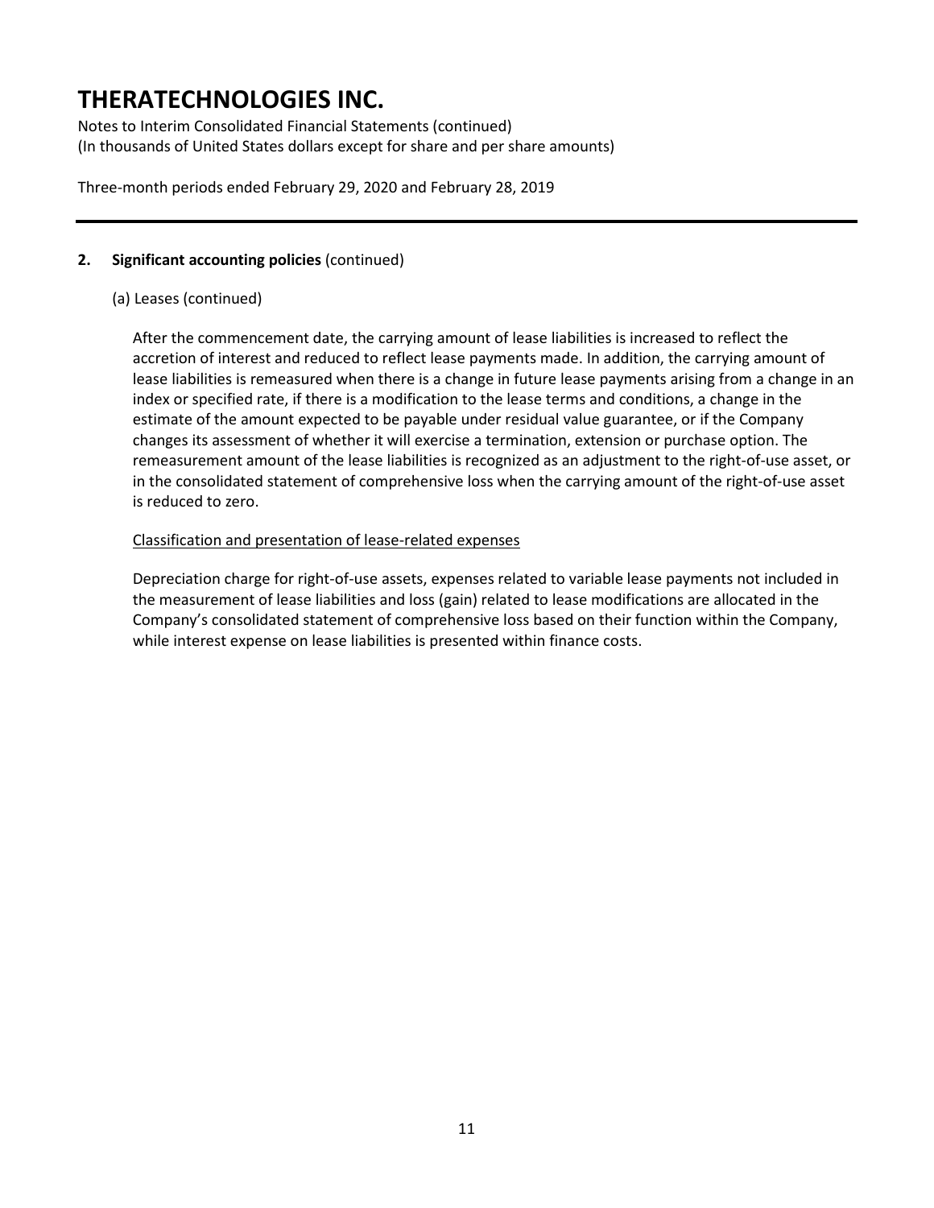## 2. Significant accounting policies (continued)

(a) Leases (continued)

After the commencement date, the carrying amount of lease liabilities is increased to reflect the accretion of interest and reduced to reflect lease payments made. In addition, the carrying amount of lease liabilities is remeasured when there is a change in future lease payments arising from a change in an index or specified rate, if there is a modification to the lease terms and conditions, a change in the estimate of the amount expected to be payable under residual value guarantee, or if the Company changes its assessment of whether it will exercise a termination, extension or purchase option. The remeasurement amount of the lease liabilities is recognized as an adjustment to the right-of-use asset, or in the consolidated statement of comprehensive loss when the carrying amount of the right-of-use asset is reduced to zero.

Classification and presentation of lease-related expenses

Depreciation charge for right-of-use assets, expenses related to variable lease payments not included in the measurement of lease liabilities and loss (gain) related to lease modifications are allocated in the Company's consolidated statement of comprehensive loss based on their function within the Company, while interest expense on lease liabilities is presented within finance costs.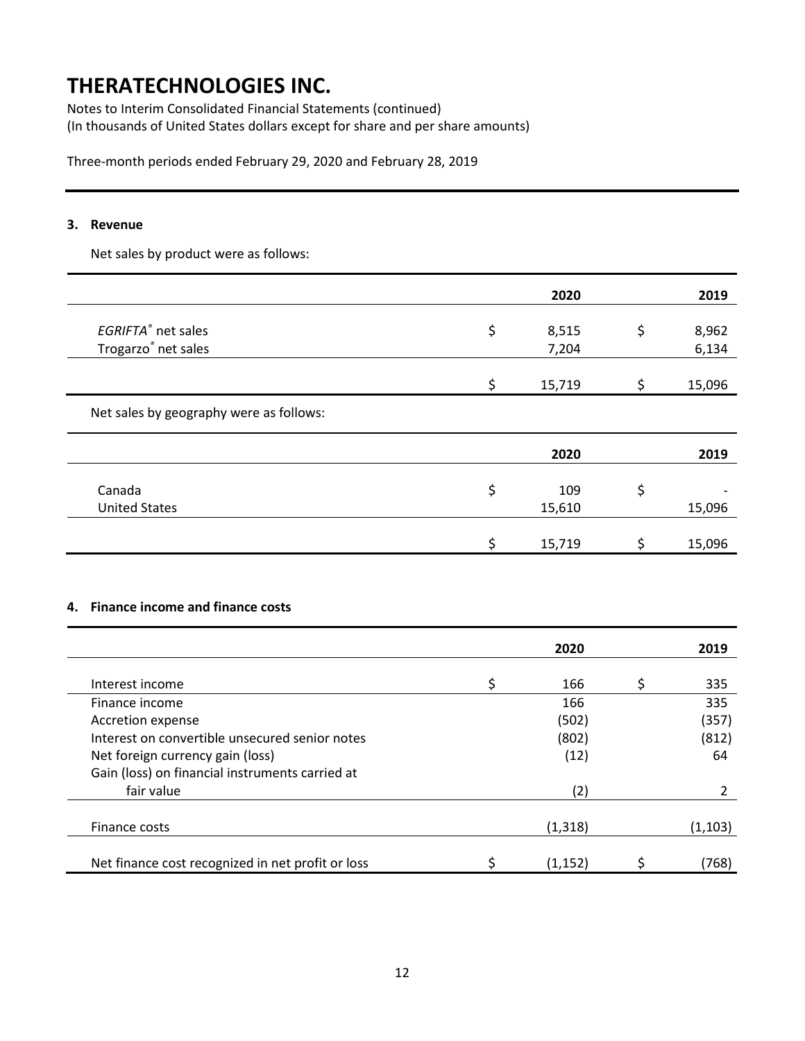# THERATECHNOLOGIES INC.

Notes to Interim Consolidated Financial Statements (continued)
(In thousands of United States dollars except for share and per share amounts)

Three-month periods ended February 29, 2020 and February 28, 2019

### 3. Revenue

Net sales by product were as follows:

| | 2020 | 2019 |
|---|---|---|
| *EGRIFTA*® net sales | $ 8,515 | $ 8,962 |
| Trogarzo® net sales | 7,204 | 6,134 |
| | $ 15,719 | $ 15,096 |

Net sales by geography were as follows:

| | 2020 | 2019 |
|---|---|---|
| Canada | $ 109 | $ - |
| United States | 15,610 | 15,096 |
| | $ 15,719 | $ 15,096 |

### 4. Finance income and finance costs

| | 2020 | 2019 |
|---|---|---|
| Interest income | $ 166 | $ 335 |
| Finance income | 166 | 335 |
| Accretion expense | (502) | (357) |
| Interest on convertible unsecured senior notes | (802) | (812) |
| Net foreign currency gain (loss) | (12) | 64 |
| Gain (loss) on financial instruments carried at fair value | (2) | 2 |
| Finance costs | (1,318) | (1,103) |
| Net finance cost recognized in net profit or loss | $ (1,152) | $ (768) |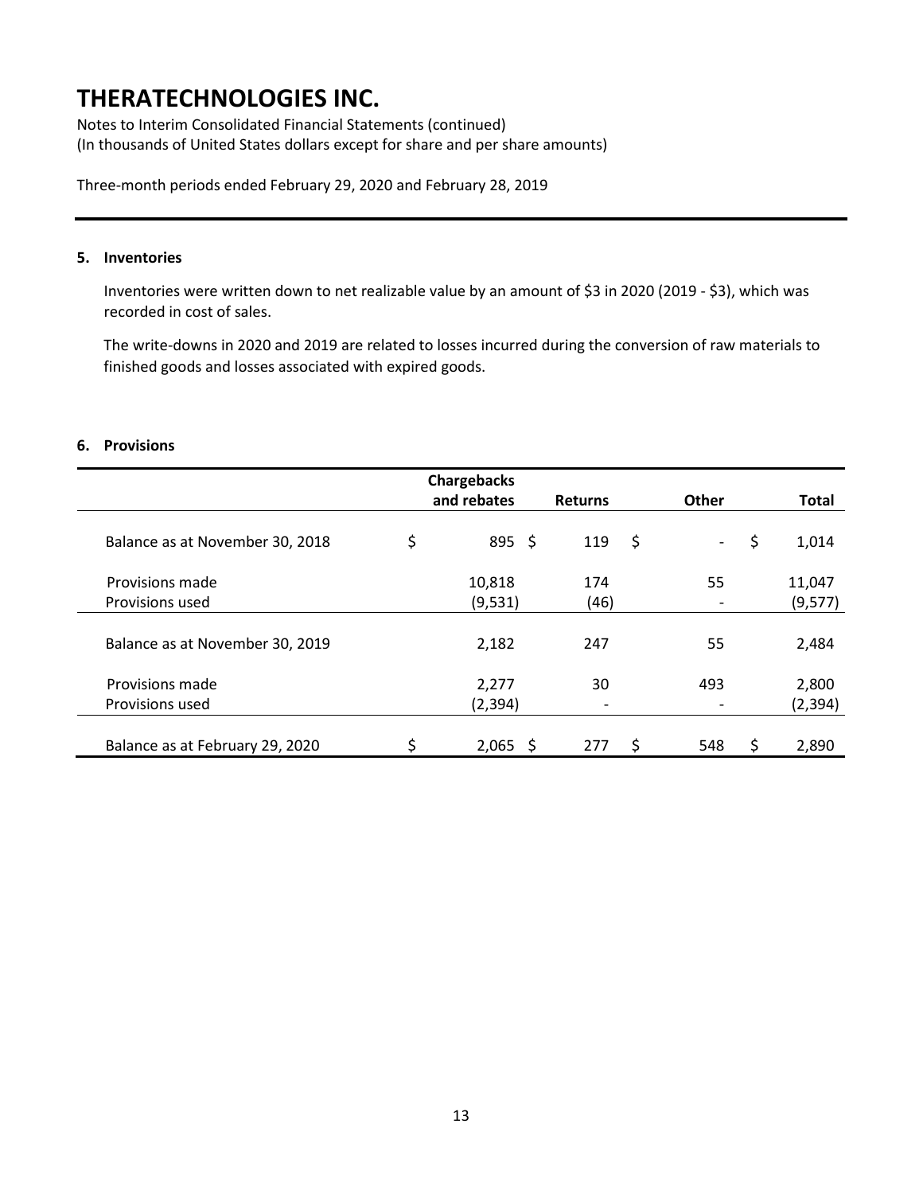# THERATECHNOLOGIES INC.

Notes to Interim Consolidated Financial Statements (continued)
(In thousands of United States dollars except for share and per share amounts)

Three-month periods ended February 29, 2020 and February 28, 2019

## 5. Inventories

Inventories were written down to net realizable value by an amount of $3 in 2020 (2019 - $3), which was recorded in cost of sales.

The write-downs in 2020 and 2019 are related to losses incurred during the conversion of raw materials to finished goods and losses associated with expired goods.

## 6. Provisions

| | Chargebacks and rebates | Returns | Other | Total |
|---|---|---|---|---|
| Balance as at November 30, 2018 | $ 895 | $ 119 | $ - | $ 1,014 |
| Provisions made | 10,818 | 174 | 55 | 11,047 |
| Provisions used | (9,531) | (46) | - | (9,577) |
| Balance as at November 30, 2019 | 2,182 | 247 | 55 | 2,484 |
| Provisions made | 2,277 | 30 | 493 | 2,800 |
| Provisions used | (2,394) | - | - | (2,394) |
| Balance as at February 29, 2020 | $ 2,065 | $ 277 | $ 548 | $ 2,890 |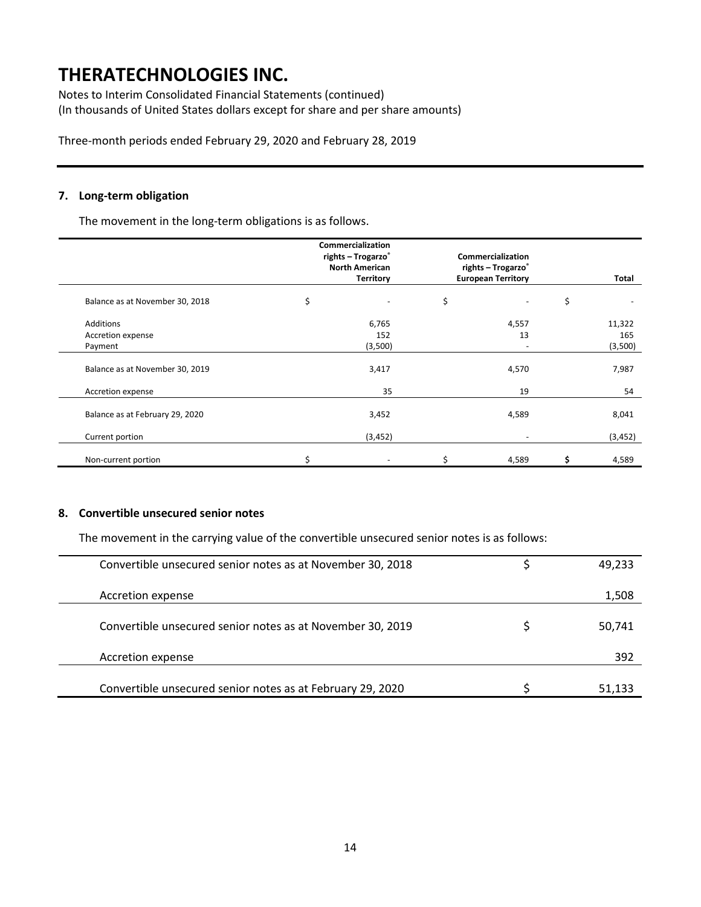# THERATECHNOLOGIES INC.

Notes to Interim Consolidated Financial Statements (continued)
(In thousands of United States dollars except for share and per share amounts)

Three-month periods ended February 29, 2020 and February 28, 2019

## 7. Long-term obligation

The movement in the long-term obligations is as follows.

| | Commercialization rights – Trogarzo® North American Territory | Commercialization rights – Trogarzo® European Territory | Total |
|---|---|---|---|
| Balance as at November 30, 2018 | $ - | $ - | $ - |
| Additions | 6,765 | 4,557 | 11,322 |
| Accretion expense | 152 | 13 | 165 |
| Payment | (3,500) | - | (3,500) |
| Balance as at November 30, 2019 | 3,417 | 4,570 | 7,987 |
| Accretion expense | 35 | 19 | 54 |
| Balance as at February 29, 2020 | 3,452 | 4,589 | 8,041 |
| Current portion | (3,452) | - | (3,452) |
| Non-current portion | $ - | $ 4,589 | $ 4,589 |

## 8. Convertible unsecured senior notes

The movement in the carrying value of the convertible unsecured senior notes is as follows:

| | |
|---|---|
| Convertible unsecured senior notes as at November 30, 2018 | $ 49,233 |
| Accretion expense | 1,508 |
| Convertible unsecured senior notes as at November 30, 2019 | $ 50,741 |
| Accretion expense | 392 |
| Convertible unsecured senior notes as at February 29, 2020 | $ 51,133 |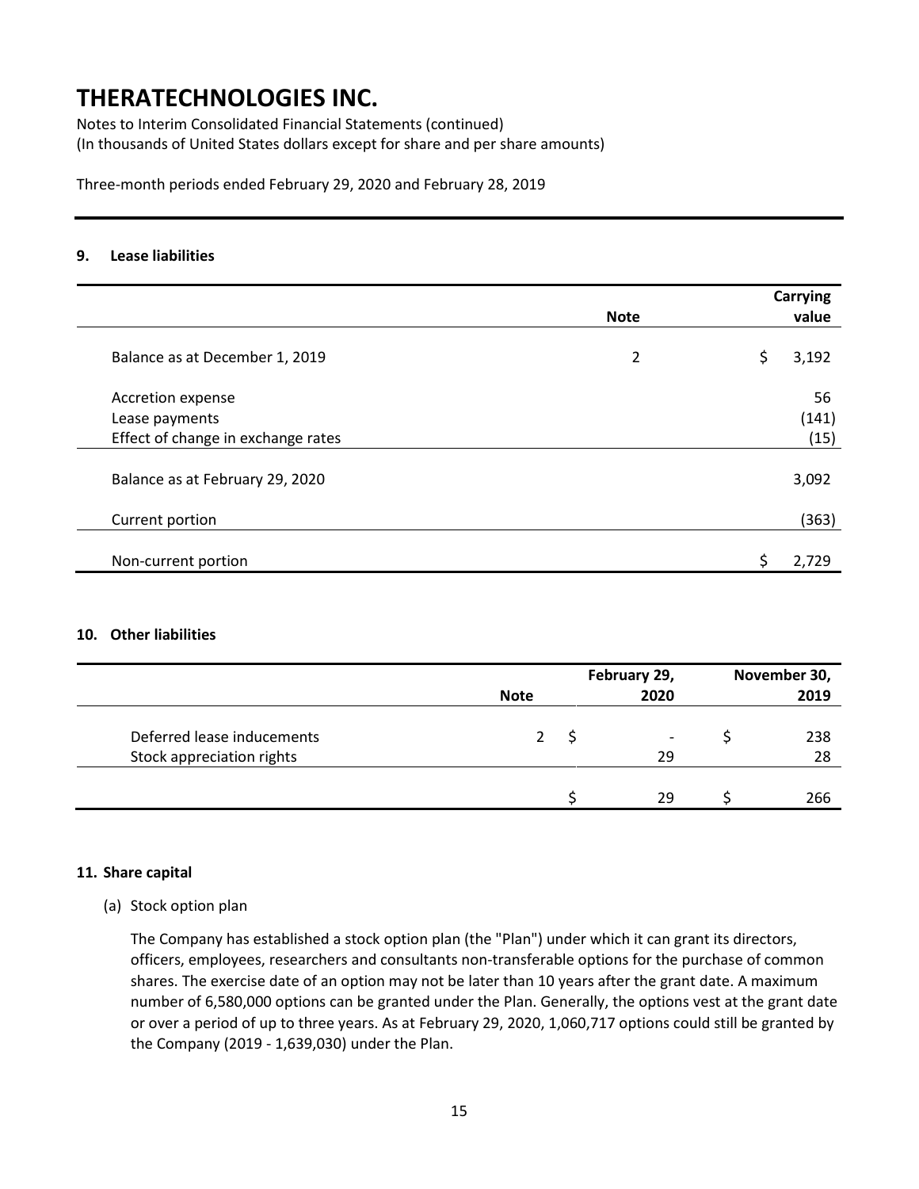# THERATECHNOLOGIES INC.

Notes to Interim Consolidated Financial Statements (continued)
(In thousands of United States dollars except for share and per share amounts)

Three-month periods ended February 29, 2020 and February 28, 2019

## 9. Lease liabilities

| | Note | Carrying value |
|---|---|---|
| Balance as at December 1, 2019 | 2 | $ 3,192 |
| Accretion expense | | 56 |
| Lease payments | | (141) |
| Effect of change in exchange rates | | (15) |
| Balance as at February 29, 2020 | | 3,092 |
| Current portion | | (363) |
| Non-current portion | | $ 2,729 |

## 10. Other liabilities

| | Note | February 29, 2020 | November 30, 2019 |
|---|---|---|---|
| Deferred lease inducements | 2 | $ - | $ 238 |
| Stock appreciation rights | | 29 | 28 |
| | | $ 29 | $ 266 |

## 11. Share capital

(a) Stock option plan

The Company has established a stock option plan (the "Plan") under which it can grant its directors, officers, employees, researchers and consultants non-transferable options for the purchase of common shares. The exercise date of an option may not be later than 10 years after the grant date. A maximum number of 6,580,000 options can be granted under the Plan. Generally, the options vest at the grant date or over a period of up to three years. As at February 29, 2020, 1,060,717 options could still be granted by the Company (2019 - 1,639,030) under the Plan.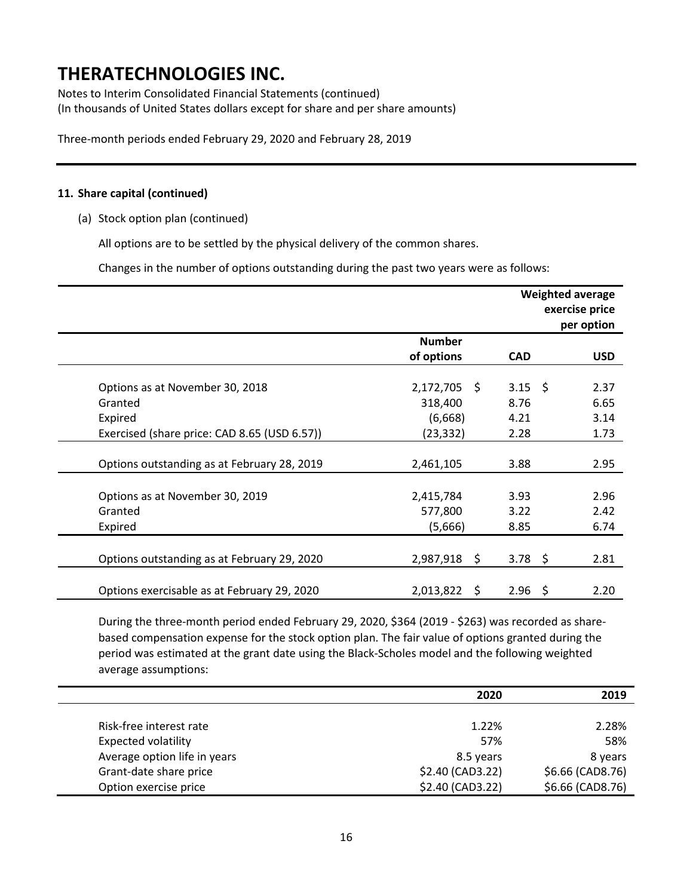# THERATECHNOLOGIES INC.

Notes to Interim Consolidated Financial Statements (continued)
(In thousands of United States dollars except for share and per share amounts)

Three-month periods ended February 29, 2020 and February 28, 2019

**11. Share capital (continued)**

(a) Stock option plan (continued)

All options are to be settled by the physical delivery of the common shares.

Changes in the number of options outstanding during the past two years were as follows:

| | Number of options | Weighted average exercise price per option CAD | Weighted average exercise price per option USD |
|---|---|---|---|
| Options as at November 30, 2018 | 2,172,705 | $ 3.15 | $ 2.37 |
| Granted | 318,400 | 8.76 | 6.65 |
| Expired | (6,668) | 4.21 | 3.14 |
| Exercised (share price: CAD 8.65 (USD 6.57)) | (23,332) | 2.28 | 1.73 |
| Options outstanding as at February 28, 2019 | 2,461,105 | 3.88 | 2.95 |
| Options as at November 30, 2019 | 2,415,784 | 3.93 | 2.96 |
| Granted | 577,800 | 3.22 | 2.42 |
| Expired | (5,666) | 8.85 | 6.74 |
| Options outstanding as at February 29, 2020 | 2,987,918 | $ 3.78 | $ 2.81 |
| Options exercisable as at February 29, 2020 | 2,013,822 | $ 2.96 | $ 2.20 |

During the three-month period ended February 29, 2020, $364 (2019 - $263) was recorded as share-based compensation expense for the stock option plan. The fair value of options granted during the period was estimated at the grant date using the Black-Scholes model and the following weighted average assumptions:

| | 2020 | 2019 |
|---|---|---|
| Risk-free interest rate | 1.22% | 2.28% |
| Expected volatility | 57% | 58% |
| Average option life in years | 8.5 years | 8 years |
| Grant-date share price | $2.40 (CAD3.22) | $6.66 (CAD8.76) |
| Option exercise price | $2.40 (CAD3.22) | $6.66 (CAD8.76) |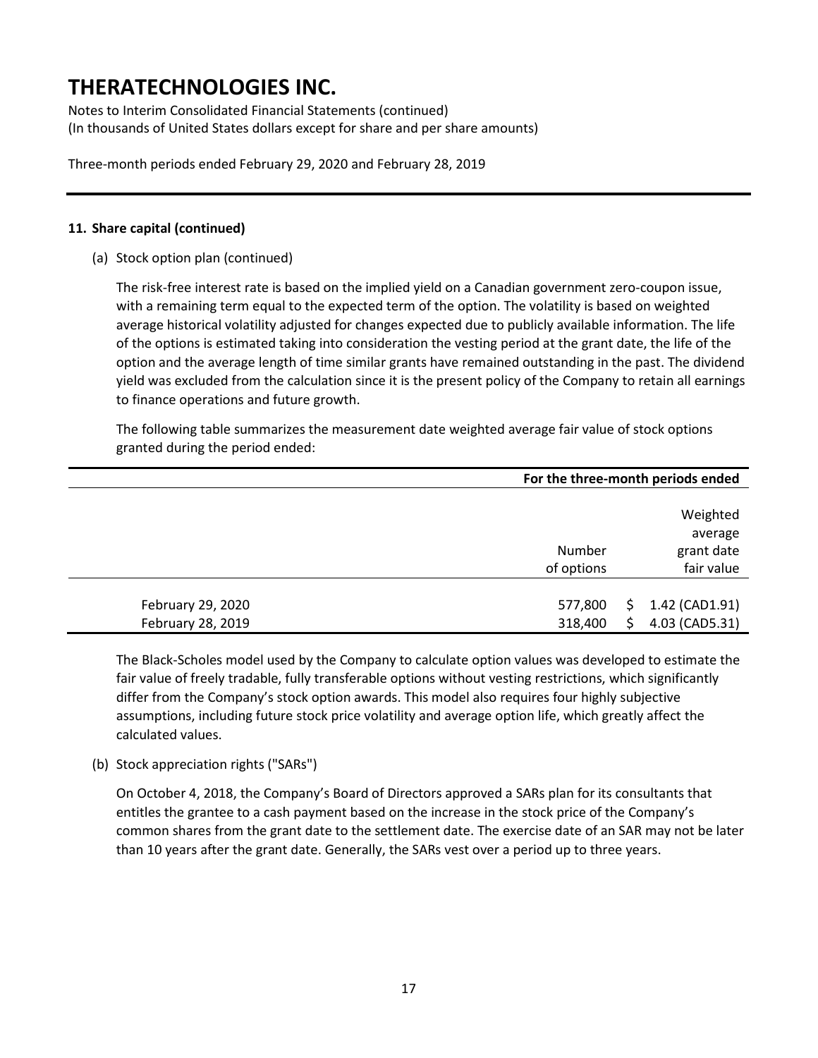# THERATECHNOLOGIES INC.

Notes to Interim Consolidated Financial Statements (continued)
(In thousands of United States dollars except for share and per share amounts)

Three-month periods ended February 29, 2020 and February 28, 2019

---

**11. Share capital (continued)**

(a) Stock option plan (continued)

The risk-free interest rate is based on the implied yield on a Canadian government zero-coupon issue, with a remaining term equal to the expected term of the option. The volatility is based on weighted average historical volatility adjusted for changes expected due to publicly available information. The life of the options is estimated taking into consideration the vesting period at the grant date, the life of the option and the average length of time similar grants have remained outstanding in the past. The dividend yield was excluded from the calculation since it is the present policy of the Company to retain all earnings to finance operations and future growth.

The following table summarizes the measurement date weighted average fair value of stock options granted during the period ended:

| | **For the three-month periods ended** | |
|---|---|---|
| | Number of options | Weighted average grant date fair value |
| February 29, 2020 | 577,800 | $ 1.42 (CAD1.91) |
| February 28, 2019 | 318,400 | $ 4.03 (CAD5.31) |

The Black-Scholes model used by the Company to calculate option values was developed to estimate the fair value of freely tradable, fully transferable options without vesting restrictions, which significantly differ from the Company's stock option awards. This model also requires four highly subjective assumptions, including future stock price volatility and average option life, which greatly affect the calculated values.

(b) Stock appreciation rights ("SARs")

On October 4, 2018, the Company's Board of Directors approved a SARs plan for its consultants that entitles the grantee to a cash payment based on the increase in the stock price of the Company's common shares from the grant date to the settlement date. The exercise date of an SAR may not be later than 10 years after the grant date. Generally, the SARs vest over a period up to three years.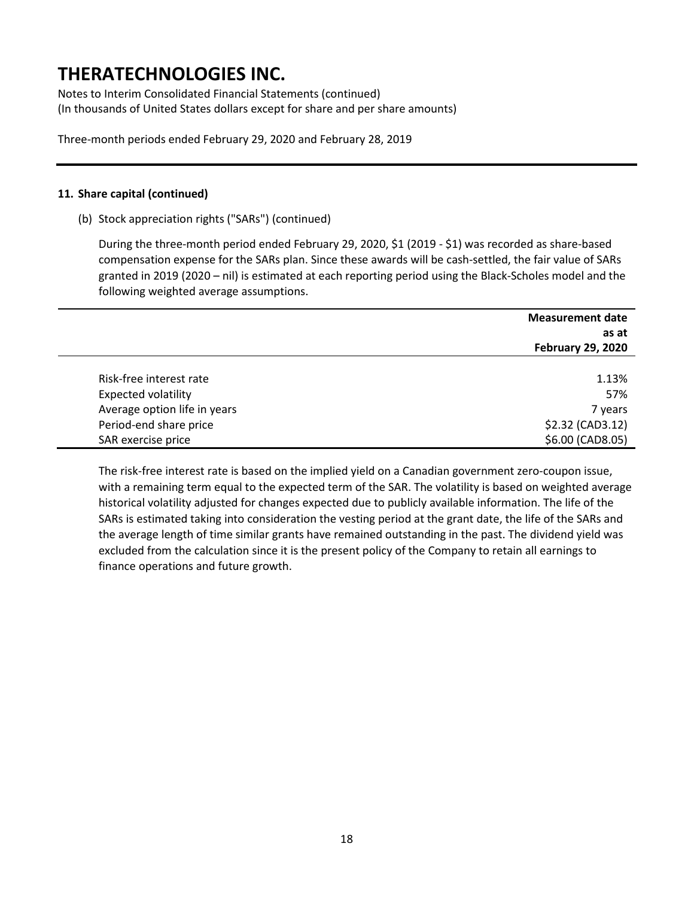# THERATECHNOLOGIES INC.

Notes to Interim Consolidated Financial Statements (continued)
(In thousands of United States dollars except for share and per share amounts)

Three-month periods ended February 29, 2020 and February 28, 2019

**11. Share capital (continued)**

(b) Stock appreciation rights ("SARs") (continued)

During the three-month period ended February 29, 2020, $1 (2019 - $1) was recorded as share-based compensation expense for the SARs plan. Since these awards will be cash-settled, the fair value of SARs granted in 2019 (2020 – nil) is estimated at each reporting period using the Black-Scholes model and the following weighted average assumptions.

| | **Measurement date as at February 29, 2020** |
|---|---|
| Risk-free interest rate | 1.13% |
| Expected volatility | 57% |
| Average option life in years | 7 years |
| Period-end share price | $2.32 (CAD3.12) |
| SAR exercise price | $6.00 (CAD8.05) |

The risk-free interest rate is based on the implied yield on a Canadian government zero-coupon issue, with a remaining term equal to the expected term of the SAR. The volatility is based on weighted average historical volatility adjusted for changes expected due to publicly available information. The life of the SARs is estimated taking into consideration the vesting period at the grant date, the life of the SARs and the average length of time similar grants have remained outstanding in the past. The dividend yield was excluded from the calculation since it is the present policy of the Company to retain all earnings to finance operations and future growth.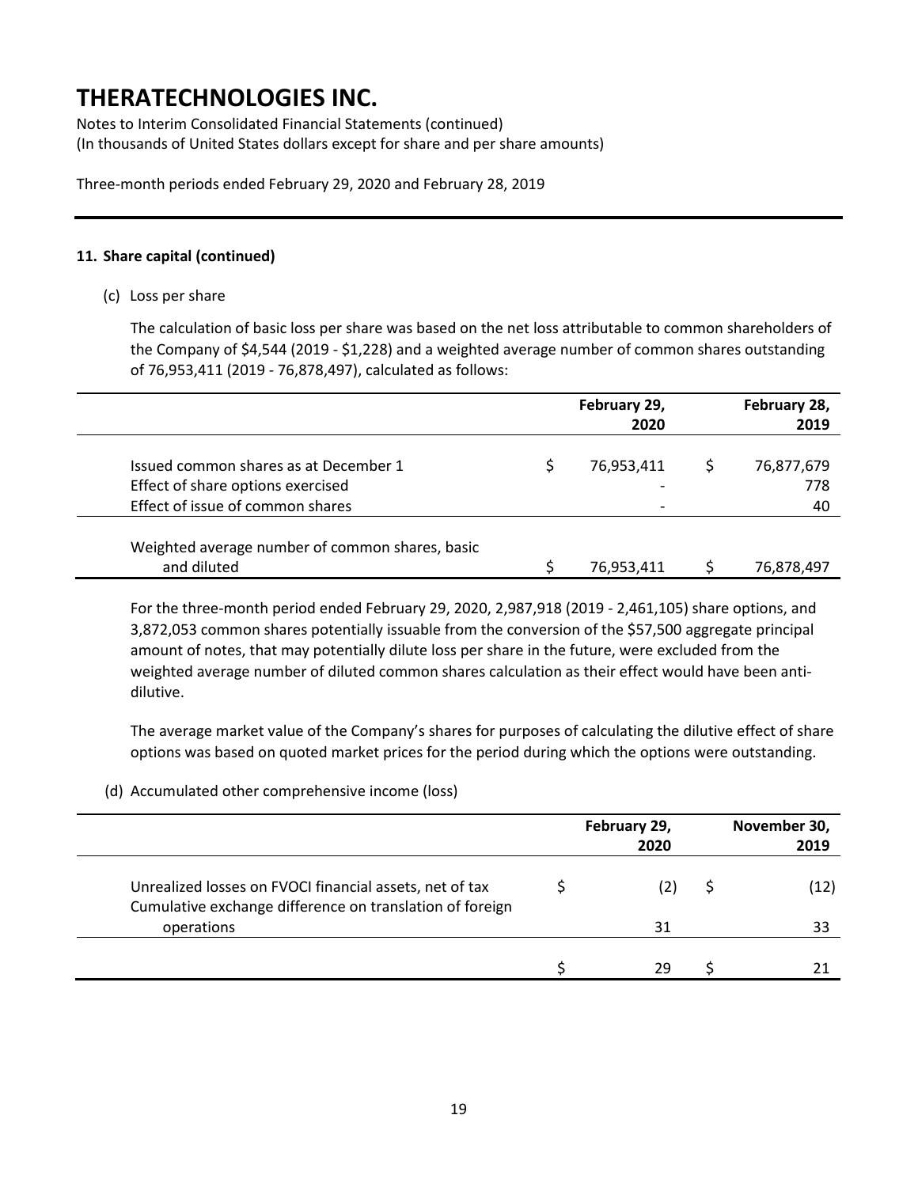# THERATECHNOLOGIES INC.

Notes to Interim Consolidated Financial Statements (continued)
(In thousands of United States dollars except for share and per share amounts)

Three-month periods ended February 29, 2020 and February 28, 2019

## 11. Share capital (continued)

(c) Loss per share

The calculation of basic loss per share was based on the net loss attributable to common shareholders of the Company of $4,544 (2019 - $1,228) and a weighted average number of common shares outstanding of 76,953,411 (2019 - 76,878,497), calculated as follows:

| | February 29, 2020 | February 28, 2019 |
|---|---|---|
| Issued common shares as at December 1 | $ 76,953,411 | $ 76,877,679 |
| Effect of share options exercised | - | 778 |
| Effect of issue of common shares | - | 40 |
| Weighted average number of common shares, basic and diluted | $ 76,953,411 | $ 76,878,497 |

For the three-month period ended February 29, 2020, 2,987,918 (2019 - 2,461,105) share options, and 3,872,053 common shares potentially issuable from the conversion of the $57,500 aggregate principal amount of notes, that may potentially dilute loss per share in the future, were excluded from the weighted average number of diluted common shares calculation as their effect would have been anti-dilutive.

The average market value of the Company's shares for purposes of calculating the dilutive effect of share options was based on quoted market prices for the period during which the options were outstanding.

(d) Accumulated other comprehensive income (loss)

| | February 29, 2020 | November 30, 2019 |
|---|---|---|
| Unrealized losses on FVOCI financial assets, net of tax | $ (2) | $ (12) |
| Cumulative exchange difference on translation of foreign operations | 31 | 33 |
| | $ 29 | $ 21 |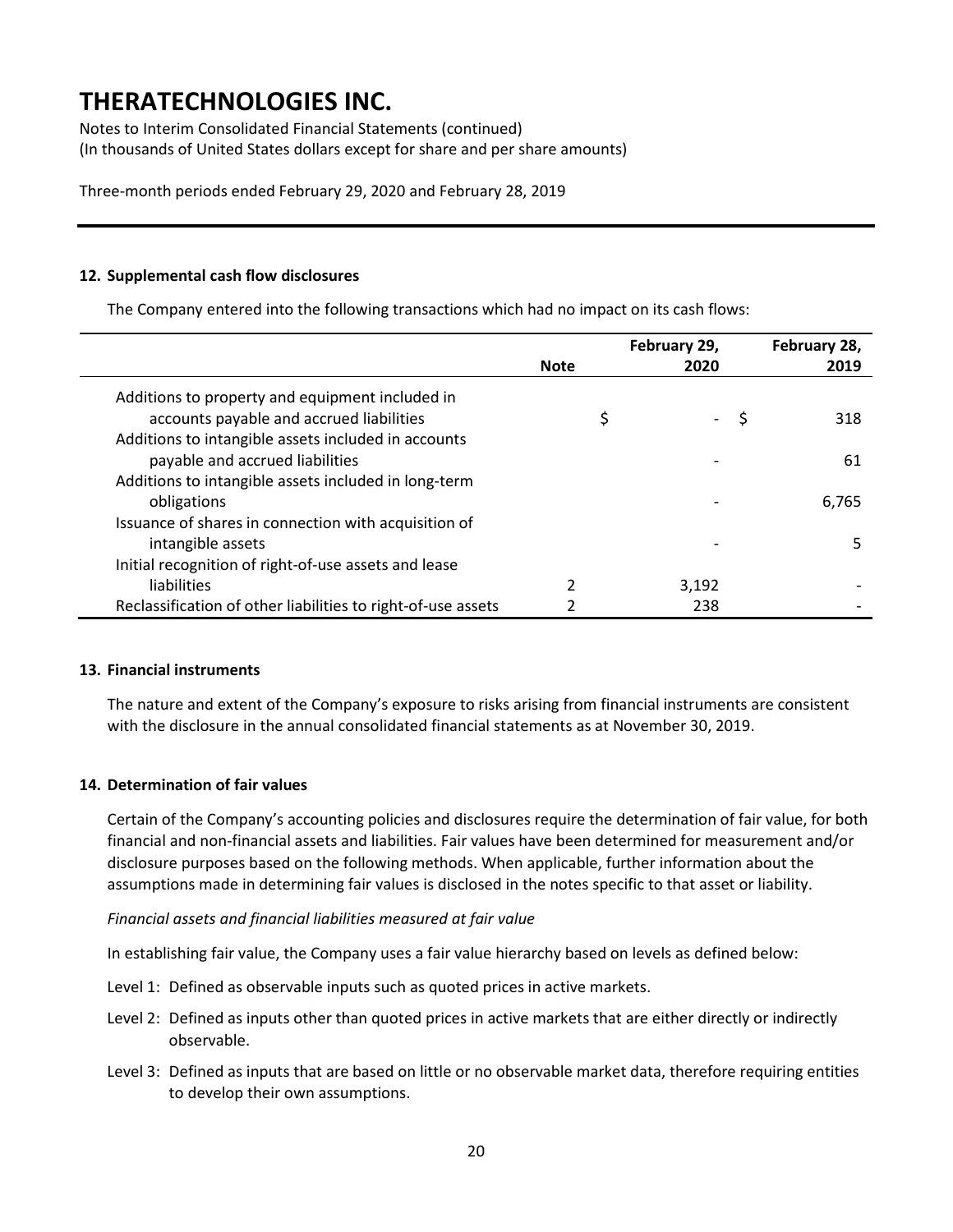# THERATECHNOLOGIES INC.

Notes to Interim Consolidated Financial Statements (continued)
(In thousands of United States dollars except for share and per share amounts)

Three-month periods ended February 29, 2020 and February 28, 2019

---

### 12. Supplemental cash flow disclosures

The Company entered into the following transactions which had no impact on its cash flows:

| | Note | February 29, 2020 | February 28, 2019 |
|---|---|---|---|
| Additions to property and equipment included in accounts payable and accrued liabilities | | $ - | $ 318 |
| Additions to intangible assets included in accounts payable and accrued liabilities | | - | 61 |
| Additions to intangible assets included in long-term obligations | | - | 6,765 |
| Issuance of shares in connection with acquisition of intangible assets | | - | 5 |
| Initial recognition of right-of-use assets and lease liabilities | 2 | 3,192 | - |
| Reclassification of other liabilities to right-of-use assets | 2 | 238 | - |

### 13. Financial instruments

The nature and extent of the Company's exposure to risks arising from financial instruments are consistent with the disclosure in the annual consolidated financial statements as at November 30, 2019.

### 14. Determination of fair values

Certain of the Company's accounting policies and disclosures require the determination of fair value, for both financial and non-financial assets and liabilities. Fair values have been determined for measurement and/or disclosure purposes based on the following methods. When applicable, further information about the assumptions made in determining fair values is disclosed in the notes specific to that asset or liability.

*Financial assets and financial liabilities measured at fair value*

In establishing fair value, the Company uses a fair value hierarchy based on levels as defined below:

Level 1: Defined as observable inputs such as quoted prices in active markets.

Level 2: Defined as inputs other than quoted prices in active markets that are either directly or indirectly observable.

Level 3: Defined as inputs that are based on little or no observable market data, therefore requiring entities to develop their own assumptions.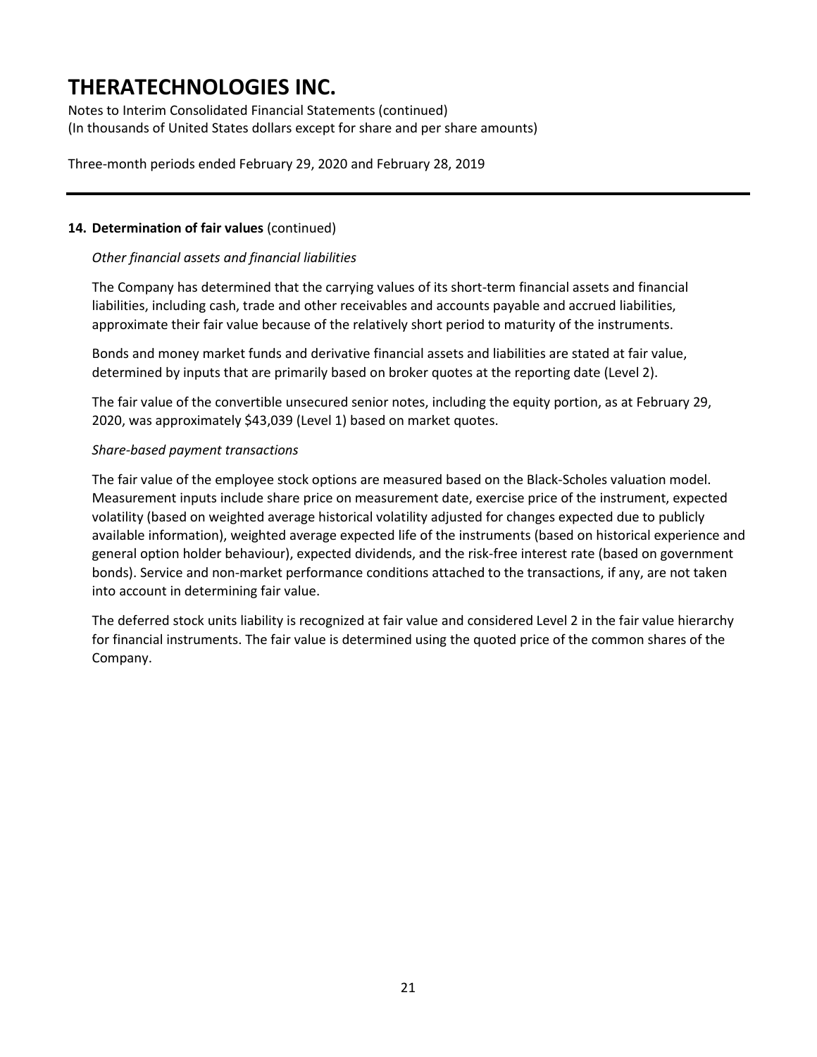### 14. Determination of fair values (continued)

*Other financial assets and financial liabilities*

The Company has determined that the carrying values of its short-term financial assets and financial liabilities, including cash, trade and other receivables and accounts payable and accrued liabilities, approximate their fair value because of the relatively short period to maturity of the instruments.

Bonds and money market funds and derivative financial assets and liabilities are stated at fair value, determined by inputs that are primarily based on broker quotes at the reporting date (Level 2).

The fair value of the convertible unsecured senior notes, including the equity portion, as at February 29, 2020, was approximately $43,039 (Level 1) based on market quotes.

*Share-based payment transactions*

The fair value of the employee stock options are measured based on the Black-Scholes valuation model. Measurement inputs include share price on measurement date, exercise price of the instrument, expected volatility (based on weighted average historical volatility adjusted for changes expected due to publicly available information), weighted average expected life of the instruments (based on historical experience and general option holder behaviour), expected dividends, and the risk-free interest rate (based on government bonds). Service and non-market performance conditions attached to the transactions, if any, are not taken into account in determining fair value.

The deferred stock units liability is recognized at fair value and considered Level 2 in the fair value hierarchy for financial instruments. The fair value is determined using the quoted price of the common shares of the Company.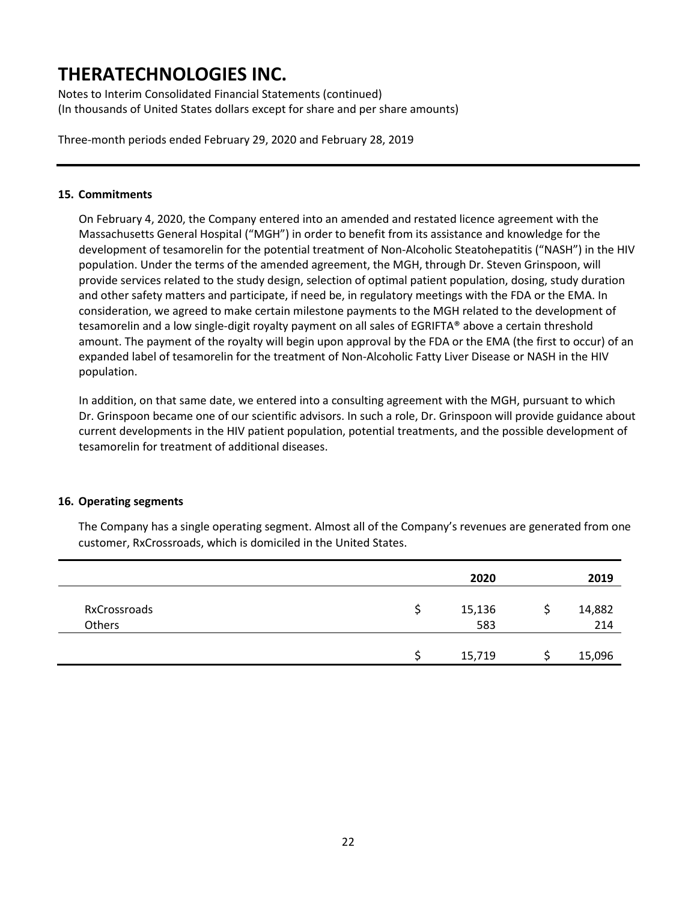# THERATECHNOLOGIES INC.

Notes to Interim Consolidated Financial Statements (continued)
(In thousands of United States dollars except for share and per share amounts)

Three-month periods ended February 29, 2020 and February 28, 2019

## 15. Commitments

On February 4, 2020, the Company entered into an amended and restated licence agreement with the Massachusetts General Hospital ("MGH") in order to benefit from its assistance and knowledge for the development of tesamorelin for the potential treatment of Non-Alcoholic Steatohepatitis ("NASH") in the HIV population. Under the terms of the amended agreement, the MGH, through Dr. Steven Grinspoon, will provide services related to the study design, selection of optimal patient population, dosing, study duration and other safety matters and participate, if need be, in regulatory meetings with the FDA or the EMA. In consideration, we agreed to make certain milestone payments to the MGH related to the development of tesamorelin and a low single-digit royalty payment on all sales of EGRIFTA® above a certain threshold amount. The payment of the royalty will begin upon approval by the FDA or the EMA (the first to occur) of an expanded label of tesamorelin for the treatment of Non-Alcoholic Fatty Liver Disease or NASH in the HIV population.

In addition, on that same date, we entered into a consulting agreement with the MGH, pursuant to which Dr. Grinspoon became one of our scientific advisors. In such a role, Dr. Grinspoon will provide guidance about current developments in the HIV patient population, potential treatments, and the possible development of tesamorelin for treatment of additional diseases.

## 16. Operating segments

The Company has a single operating segment. Almost all of the Company's revenues are generated from one customer, RxCrossroads, which is domiciled in the United States.

| | 2020 | 2019 |
|---|---|---|
| RxCrossroads | $ 15,136 | $ 14,882 |
| Others | 583 | 214 |
| | $ 15,719 | $ 15,096 |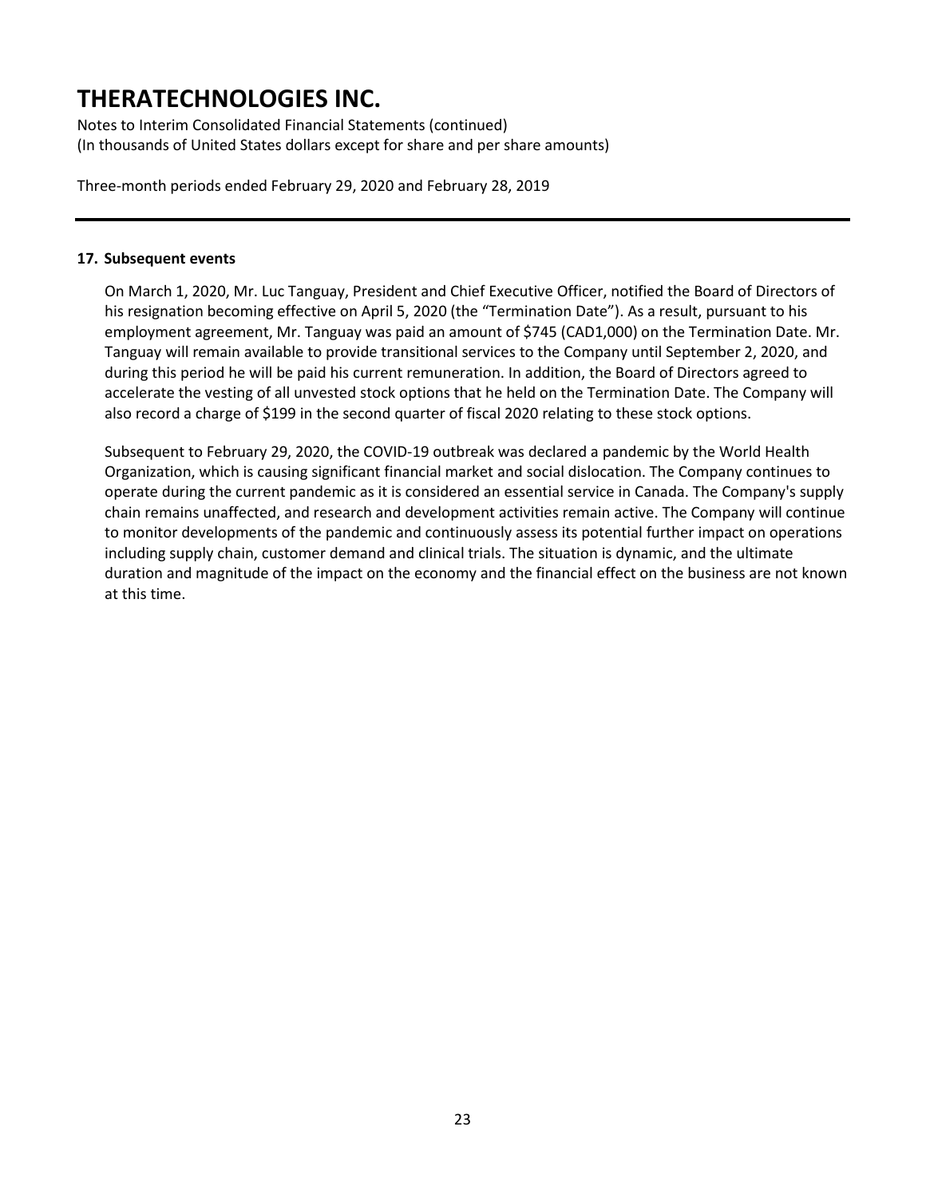# THERATECHNOLOGIES INC.

Notes to Interim Consolidated Financial Statements (continued)
(In thousands of United States dollars except for share and per share amounts)

Three-month periods ended February 29, 2020 and February 28, 2019

### 17. Subsequent events

On March 1, 2020, Mr. Luc Tanguay, President and Chief Executive Officer, notified the Board of Directors of his resignation becoming effective on April 5, 2020 (the "Termination Date"). As a result, pursuant to his employment agreement, Mr. Tanguay was paid an amount of $745 (CAD1,000) on the Termination Date. Mr. Tanguay will remain available to provide transitional services to the Company until September 2, 2020, and during this period he will be paid his current remuneration. In addition, the Board of Directors agreed to accelerate the vesting of all unvested stock options that he held on the Termination Date. The Company will also record a charge of $199 in the second quarter of fiscal 2020 relating to these stock options.

Subsequent to February 29, 2020, the COVID-19 outbreak was declared a pandemic by the World Health Organization, which is causing significant financial market and social dislocation. The Company continues to operate during the current pandemic as it is considered an essential service in Canada. The Company's supply chain remains unaffected, and research and development activities remain active. The Company will continue to monitor developments of the pandemic and continuously assess its potential further impact on operations including supply chain, customer demand and clinical trials. The situation is dynamic, and the ultimate duration and magnitude of the impact on the economy and the financial effect on the business are not known at this time.